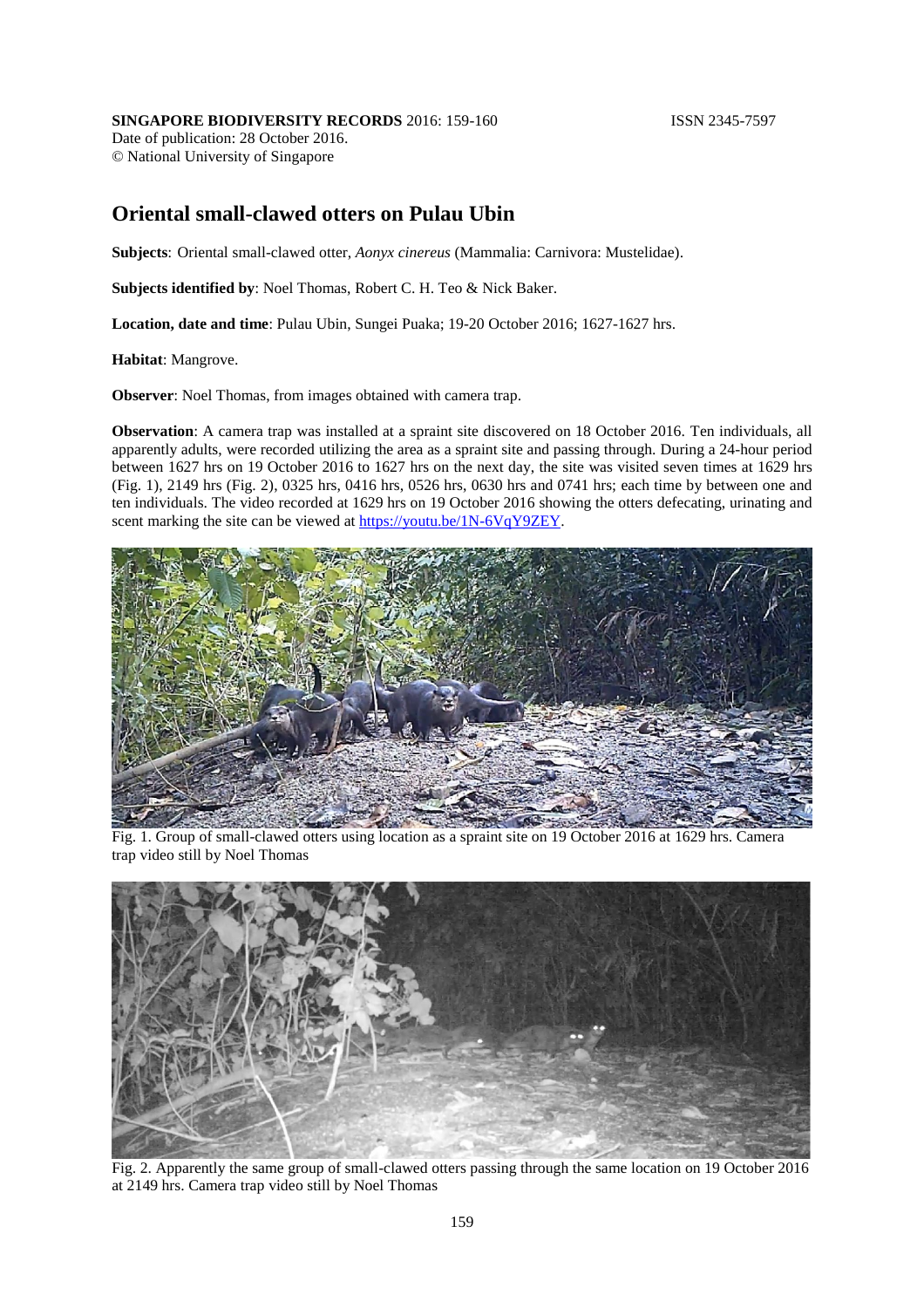**SINGAPORE BIODIVERSITY RECORDS** 2016: 159-160 ISSN 2345-7597

Date of publication: 28 October 2016.
© National University of Singapore

# Oriental small-clawed otters on Pulau Ubin

**Subjects**: Oriental small-clawed otter, *Aonyx cinereus* (Mammalia: Carnivora: Mustelidae).

**Subjects identified by**: Noel Thomas, Robert C. H. Teo & Nick Baker.

**Location, date and time**: Pulau Ubin, Sungei Puaka; 19-20 October 2016; 1627-1627 hrs.

**Habitat**: Mangrove.

**Observer**: Noel Thomas, from images obtained with camera trap.

**Observation**: A camera trap was installed at a spraint site discovered on 18 October 2016. Ten individuals, all apparently adults, were recorded utilizing the area as a spraint site and passing through. During a 24-hour period between 1627 hrs on 19 October 2016 to 1627 hrs on the next day, the site was visited seven times at 1629 hrs (Fig. 1), 2149 hrs (Fig. 2), 0325 hrs, 0416 hrs, 0526 hrs, 0630 hrs and 0741 hrs; each time by between one and ten individuals. The video recorded at 1629 hrs on 19 October 2016 showing the otters defecating, urinating and scent marking the site can be viewed at https://youtu.be/1N-6VqY9ZEY.

Fig. 1. Group of small-clawed otters using location as a spraint site on 19 October 2016 at 1629 hrs. Camera trap video still by Noel Thomas

Fig. 2. Apparently the same group of small-clawed otters passing through the same location on 19 October 2016 at 2149 hrs. Camera trap video still by Noel Thomas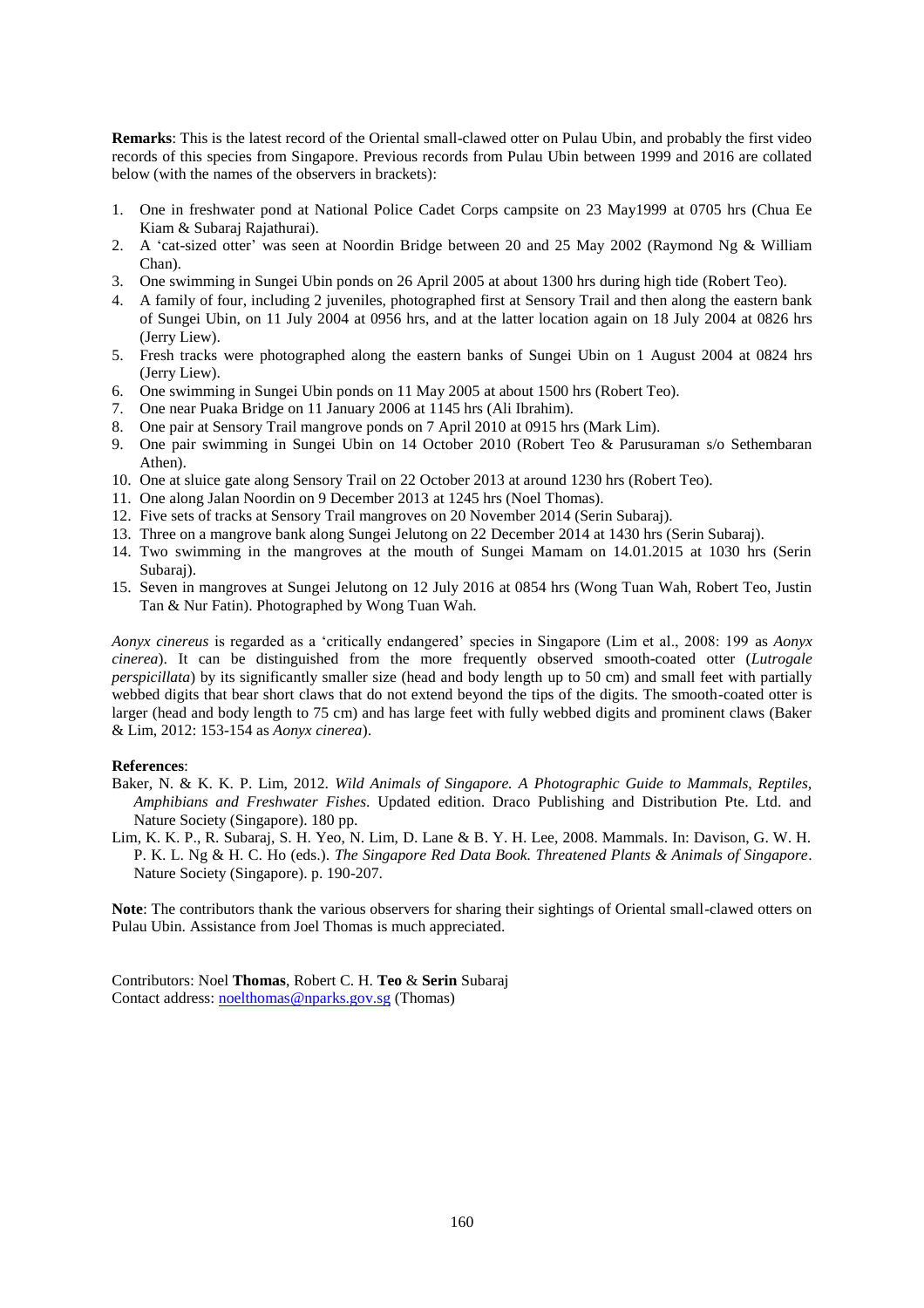**Remarks**: This is the latest record of the Oriental small-clawed otter on Pulau Ubin, and probably the first video records of this species from Singapore. Previous records from Pulau Ubin between 1999 and 2016 are collated below (with the names of the observers in brackets):

1. One in freshwater pond at National Police Cadet Corps campsite on 23 May1999 at 0705 hrs (Chua Ee Kiam & Subaraj Rajathurai).
2. A 'cat-sized otter' was seen at Noordin Bridge between 20 and 25 May 2002 (Raymond Ng & William Chan).
3. One swimming in Sungei Ubin ponds on 26 April 2005 at about 1300 hrs during high tide (Robert Teo).
4. A family of four, including 2 juveniles, photographed first at Sensory Trail and then along the eastern bank of Sungei Ubin, on 11 July 2004 at 0956 hrs, and at the latter location again on 18 July 2004 at 0826 hrs (Jerry Liew).
5. Fresh tracks were photographed along the eastern banks of Sungei Ubin on 1 August 2004 at 0824 hrs (Jerry Liew).
6. One swimming in Sungei Ubin ponds on 11 May 2005 at about 1500 hrs (Robert Teo).
7. One near Puaka Bridge on 11 January 2006 at 1145 hrs (Ali Ibrahim).
8. One pair at Sensory Trail mangrove ponds on 7 April 2010 at 0915 hrs (Mark Lim).
9. One pair swimming in Sungei Ubin on 14 October 2010 (Robert Teo & Parusuraman s/o Sethembaran Athen).
10. One at sluice gate along Sensory Trail on 22 October 2013 at around 1230 hrs (Robert Teo).
11. One along Jalan Noordin on 9 December 2013 at 1245 hrs (Noel Thomas).
12. Five sets of tracks at Sensory Trail mangroves on 20 November 2014 (Serin Subaraj).
13. Three on a mangrove bank along Sungei Jelutong on 22 December 2014 at 1430 hrs (Serin Subaraj).
14. Two swimming in the mangroves at the mouth of Sungei Mamam on 14.01.2015 at 1030 hrs (Serin Subaraj).
15. Seven in mangroves at Sungei Jelutong on 12 July 2016 at 0854 hrs (Wong Tuan Wah, Robert Teo, Justin Tan & Nur Fatin). Photographed by Wong Tuan Wah.

*Aonyx cinereus* is regarded as a 'critically endangered' species in Singapore (Lim et al., 2008: 199 as *Aonyx cinerea*). It can be distinguished from the more frequently observed smooth-coated otter (*Lutrogale perspicillata*) by its significantly smaller size (head and body length up to 50 cm) and small feet with partially webbed digits that bear short claws that do not extend beyond the tips of the digits. The smooth-coated otter is larger (head and body length to 75 cm) and has large feet with fully webbed digits and prominent claws (Baker & Lim, 2012: 153-154 as *Aonyx cinerea*).

**References**:

Baker, N. & K. K. P. Lim, 2012. *Wild Animals of Singapore. A Photographic Guide to Mammals, Reptiles, Amphibians and Freshwater Fishes*. Updated edition. Draco Publishing and Distribution Pte. Ltd. and Nature Society (Singapore). 180 pp.

Lim, K. K. P., R. Subaraj, S. H. Yeo, N. Lim, D. Lane & B. Y. H. Lee, 2008. Mammals. In: Davison, G. W. H. P. K. L. Ng & H. C. Ho (eds.). *The Singapore Red Data Book. Threatened Plants & Animals of Singapore*. Nature Society (Singapore). p. 190-207.

**Note**: The contributors thank the various observers for sharing their sightings of Oriental small-clawed otters on Pulau Ubin. Assistance from Joel Thomas is much appreciated.

Contributors: Noel **Thomas**, Robert C. H. **Teo** & **Serin** Subaraj
Contact address: noelthomas@nparks.gov.sg (Thomas)